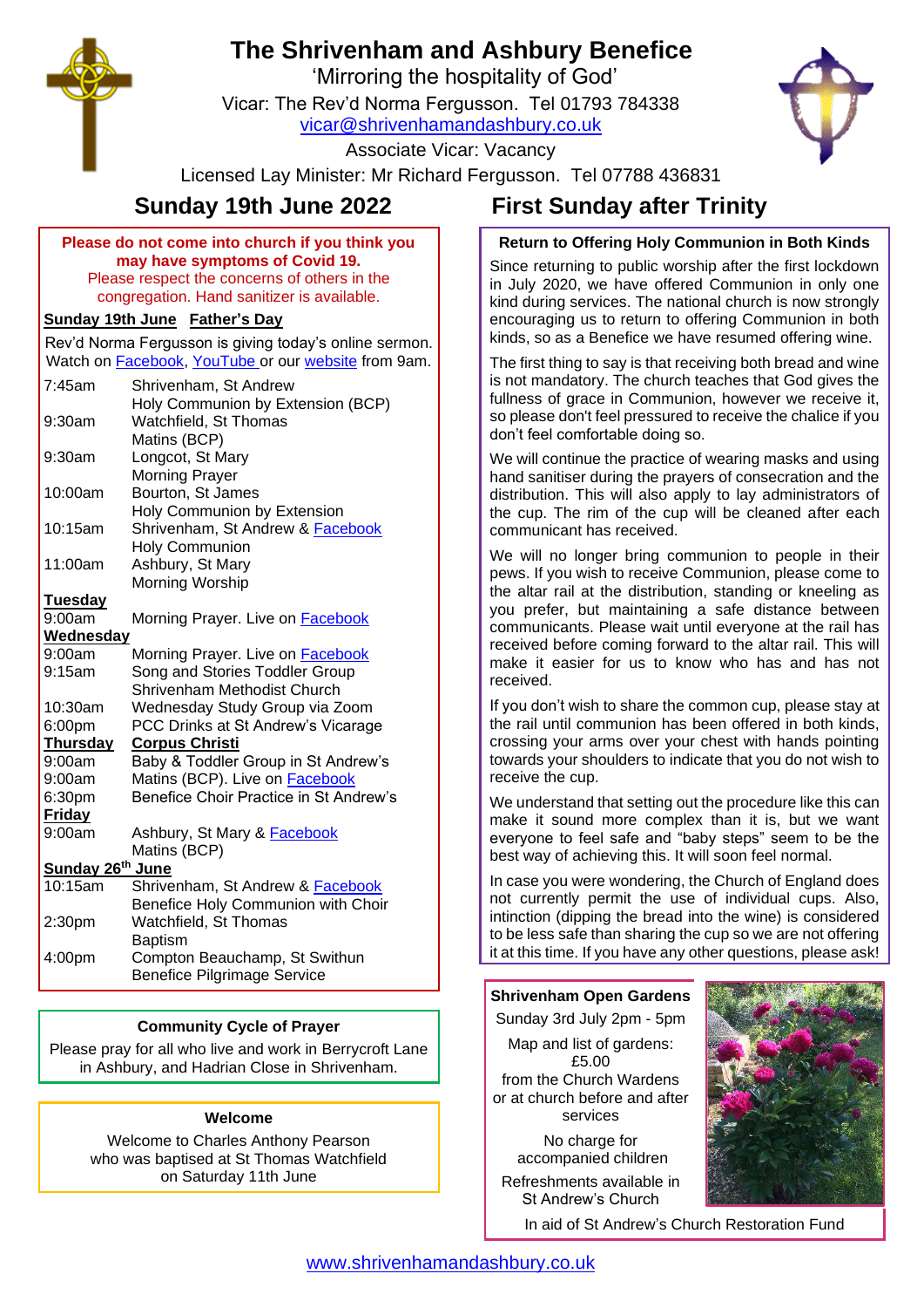# The Shrivenham and Ashbury Benefice

'Mirroring the hospitality of God'

Vicar: The Rev'd Norma Fergusson. Tel 01793 784338
vicar@shrivenhamandashbury.co.uk

Associate Vicar: Vacancy

Licensed Lay Minister: Mr Richard Fergusson. Tel 07788 436831

## Sunday 19th June 2022 — First Sunday after Trinity

**Please do not come into church if you think you may have symptoms of Covid 19.**

Please respect the concerns of others in the congregation. Hand sanitizer is available.

**Sunday 19th June Father's Day**

Rev'd Norma Fergusson is giving today's online sermon. Watch on Facebook, YouTube or our website from 9am.

| | |
|---|---|
| 7:45am | Shrivenham, St Andrew<br>Holy Communion by Extension (BCP) |
| 9:30am | Watchfield, St Thomas<br>Matins (BCP) |
| 9:30am | Longcot, St Mary<br>Morning Prayer |
| 10:00am | Bourton, St James<br>Holy Communion by Extension |
| 10:15am | Shrivenham, St Andrew & Facebook<br>Holy Communion |
| 11:00am | Ashbury, St Mary<br>Morning Worship |
| **Tuesday** | |
| 9:00am | Morning Prayer. Live on Facebook |
| **Wednesday** | |
| 9:00am | Morning Prayer. Live on Facebook |
| 9:15am | Song and Stories Toddler Group<br>Shrivenham Methodist Church |
| 10:30am | Wednesday Study Group via Zoom |
| 6:00pm | PCC Drinks at St Andrew's Vicarage |
| **Thursday** | **Corpus Christi** |
| 9:00am | Baby & Toddler Group in St Andrew's |
| 9:00am | Matins (BCP). Live on Facebook |
| 6:30pm | Benefice Choir Practice in St Andrew's |
| **Friday** | |
| 9:00am | Ashbury, St Mary & Facebook<br>Matins (BCP) |
| **Sunday 26th June** | |
| 10:15am | Shrivenham, St Andrew & Facebook<br>Benefice Holy Communion with Choir |
| 2:30pm | Watchfield, St Thomas<br>Baptism |
| 4:00pm | Compton Beauchamp, St Swithun<br>Benefice Pilgrimage Service |

### Community Cycle of Prayer

Please pray for all who live and work in Berrycroft Lane in Ashbury, and Hadrian Close in Shrivenham.

### Welcome

Welcome to Charles Anthony Pearson who was baptised at St Thomas Watchfield on Saturday 11th June

### Return to Offering Holy Communion in Both Kinds

Since returning to public worship after the first lockdown in July 2020, we have offered Communion in only one kind during services. The national church is now strongly encouraging us to return to offering Communion in both kinds, so as a Benefice we have resumed offering wine.

The first thing to say is that receiving both bread and wine is not mandatory. The church teaches that God gives the fullness of grace in Communion, however we receive it, so please don't feel pressured to receive the chalice if you don't feel comfortable doing so.

We will continue the practice of wearing masks and using hand sanitiser during the prayers of consecration and the distribution. This will also apply to lay administrators of the cup. The rim of the cup will be cleaned after each communicant has received.

We will no longer bring communion to people in their pews. If you wish to receive Communion, please come to the altar rail at the distribution, standing or kneeling as you prefer, but maintaining a safe distance between communicants. Please wait until everyone at the rail has received before coming forward to the altar rail. This will make it easier for us to know who has and has not received.

If you don't wish to share the common cup, please stay at the rail until communion has been offered in both kinds, crossing your arms over your chest with hands pointing towards your shoulders to indicate that you do not wish to receive the cup.

We understand that setting out the procedure like this can make it sound more complex than it is, but we want everyone to feel safe and "baby steps" seem to be the best way of achieving this. It will soon feel normal.

In case you were wondering, the Church of England does not currently permit the use of individual cups. Also, intinction (dipping the bread into the wine) is considered to be less safe than sharing the cup so we are not offering it at this time. If you have any other questions, please ask!

### Shrivenham Open Gardens

Sunday 3rd July 2pm - 5pm

Map and list of gardens: £5.00 from the Church Wardens or at church before and after services

No charge for accompanied children

Refreshments available in St Andrew's Church

In aid of St Andrew's Church Restoration Fund

www.shrivenhamandashbury.co.uk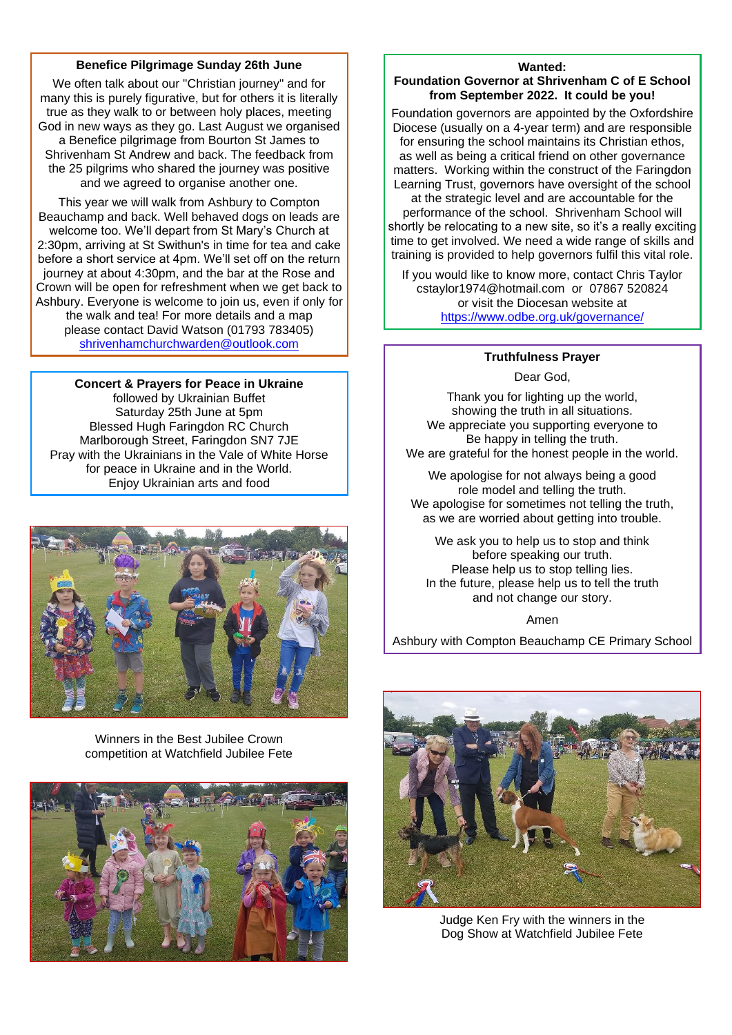### Benefice Pilgrimage Sunday 26th June

We often talk about our "Christian journey" and for many this is purely figurative, but for others it is literally true as they walk to or between holy places, meeting God in new ways as they go. Last August we organised a Benefice pilgrimage from Bourton St James to Shrivenham St Andrew and back. The feedback from the 25 pilgrims who shared the journey was positive and we agreed to organise another one.

This year we will walk from Ashbury to Compton Beauchamp and back. Well behaved dogs on leads are welcome too. We'll depart from St Mary's Church at 2:30pm, arriving at St Swithun's in time for tea and cake before a short service at 4pm. We'll set off on the return journey at about 4:30pm, and the bar at the Rose and Crown will be open for refreshment when we get back to Ashbury. Everyone is welcome to join us, even if only for the walk and tea! For more details and a map please contact David Watson (01793 783405) shrivenhamchurchwarden@outlook.com

### Concert & Prayers for Peace in Ukraine

followed by Ukrainian Buffet
Saturday 25th June at 5pm
Blessed Hugh Faringdon RC Church
Marlborough Street, Faringdon SN7 7JE
Pray with the Ukrainians in the Vale of White Horse for peace in Ukraine and in the World.
Enjoy Ukrainian arts and food

Winners in the Best Jubilee Crown competition at Watchfield Jubilee Fete

### Wanted:
### Foundation Governor at Shrivenham C of E School from September 2022. It could be you!

Foundation governors are appointed by the Oxfordshire Diocese (usually on a 4-year term) and are responsible for ensuring the school maintains its Christian ethos, as well as being a critical friend on other governance matters. Working within the construct of the Faringdon Learning Trust, governors have oversight of the school at the strategic level and are accountable for the performance of the school. Shrivenham School will shortly be relocating to a new site, so it's a really exciting time to get involved. We need a wide range of skills and training is provided to help governors fulfil this vital role.

If you would like to know more, contact Chris Taylor cstaylor1974@hotmail.com or 07867 520824 or visit the Diocesan website at https://www.odbe.org.uk/governance/

### Truthfulness Prayer

Dear God,

Thank you for lighting up the world,
showing the truth in all situations.
We appreciate you supporting everyone to
Be happy in telling the truth.
We are grateful for the honest people in the world.

We apologise for not always being a good
role model and telling the truth.
We apologise for sometimes not telling the truth,
as we are worried about getting into trouble.

We ask you to help us to stop and think
before speaking our truth.
Please help us to stop telling lies.
In the future, please help us to tell the truth
and not change our story.

Amen

Ashbury with Compton Beauchamp CE Primary School

Judge Ken Fry with the winners in the Dog Show at Watchfield Jubilee Fete